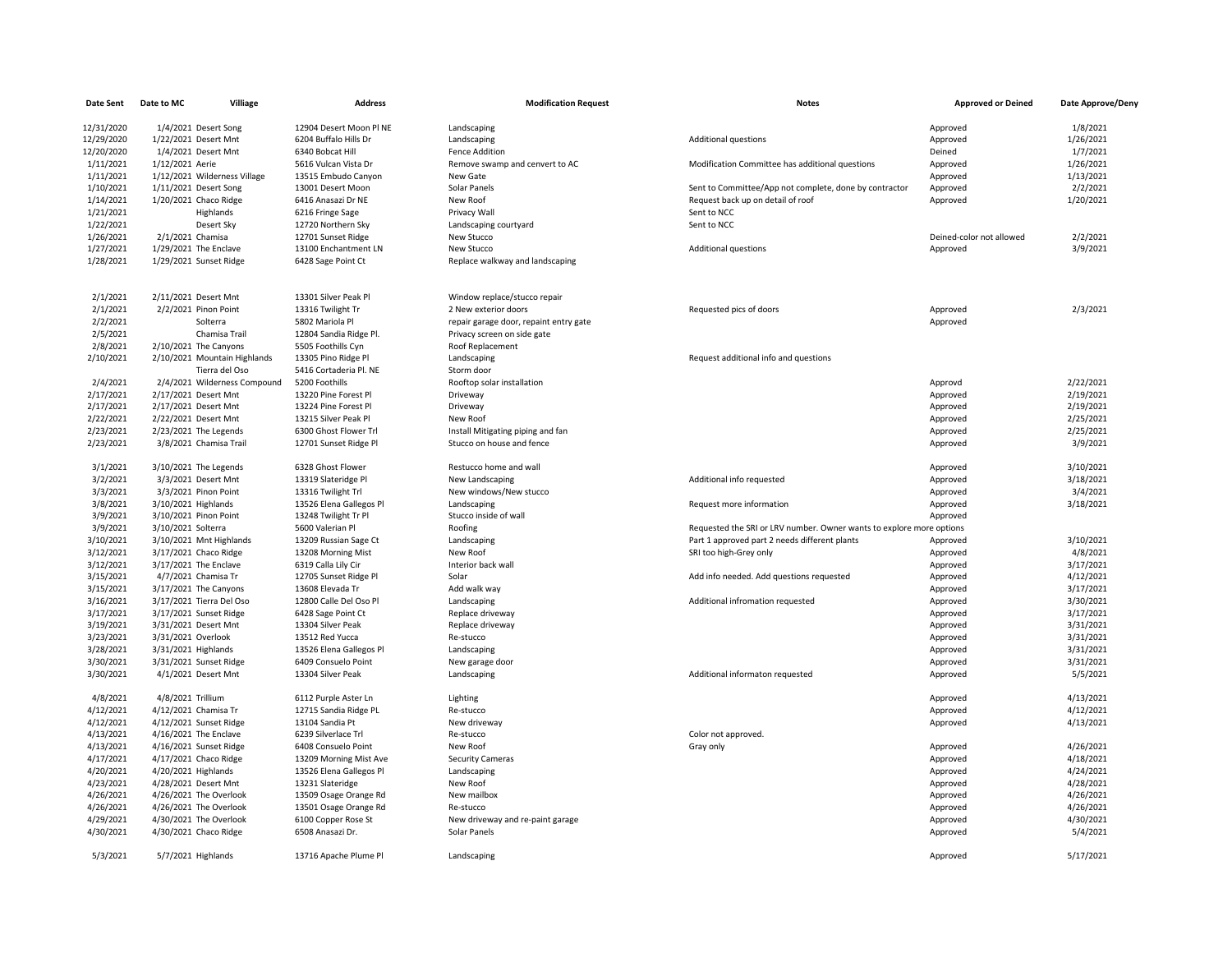| Date Sent | Date to MC | Villiage | Address | Modification Request | Notes | Approved or Deined | Date Approve/Deny |
|---|---|---|---|---|---|---|---|
| 12/31/2020 | 1/4/2021 | Desert Song | 12904 Desert Moon Pl NE | Landscaping | | Approved | 1/8/2021 |
| 12/29/2020 | 1/22/2021 | Desert Mnt | 6204 Buffalo Hills Dr | Landscaping | Additional questions | Approved | 1/26/2021 |
| 12/20/2020 | 1/4/2021 | Desert Mnt | 6340 Bobcat Hill | Fence Addition | | Deined | 1/7/2021 |
| 1/11/2021 | 1/12/2021 | Aerie | 5616 Vulcan Vista Dr | Remove swamp and cenvert to AC | Modification Committee has additional questions | Approved | 1/26/2021 |
| 1/11/2021 | 1/12/2021 | Wilderness Village | 13515 Embudo Canyon | New Gate | | Approved | 1/13/2021 |
| 1/10/2021 | 1/11/2021 | Desert Song | 13001 Desert Moon | Solar Panels | Sent to Committee/App not complete, done by contractor | Approved | 2/2/2021 |
| 1/14/2021 | 1/20/2021 | Chaco Ridge | 6416 Anasazi Dr NE | New Roof | Request back up on detail of roof | Approved | 1/20/2021 |
| 1/21/2021 | | Highlands | 6216 Fringe Sage | Privacy Wall | Sent to NCC | | |
| 1/22/2021 | | Desert Sky | 12720 Northern Sky | Landscaping courtyard | Sent to NCC | | |
| 1/26/2021 | 2/1/2021 | Chamisa | 12701 Sunset Ridge | New Stucco | | Deined-color not allowed | 2/2/2021 |
| 1/27/2021 | 1/29/2021 | The Enclave | 13100 Enchantment LN | New Stucco | Additional questions | Approved | 3/9/2021 |
| 1/28/2021 | 1/29/2021 | Sunset Ridge | 6428 Sage Point Ct | Replace walkway and landscaping | | | |
| 2/1/2021 | 2/11/2021 | Desert Mnt | 13301 Silver Peak Pl | Window replace/stucco repair | | | |
| 2/1/2021 | 2/2/2021 | Pinon Point | 13316 Twilight Tr | 2 New exterior doors | Requested pics of doors | Approved | 2/3/2021 |
| 2/2/2021 | | Solterra | 5802 Mariola Pl | repair garage door, repaint entry gate | | Approved | |
| 2/5/2021 | | Chamisa Trail | 12804 Sandia Ridge Pl. | Privacy screen on side gate | | | |
| 2/8/2021 | 2/10/2021 | The Canyons | 5505 Foothills Cyn | Roof Replacement | | | |
| 2/10/2021 | 2/10/2021 | Mountain Highlands | 13305 Pino Ridge Pl | Landscaping | Request additional info and questions | | |
| | | Tierra del Oso | 5416 Cortaderia Pl. NE | Storm door | | | |
| 2/4/2021 | 2/4/2021 | Wilderness Compound | 5200 Foothills | Rooftop solar installation | | Approvd | 2/22/2021 |
| 2/17/2021 | 2/17/2021 | Desert Mnt | 13220 Pine Forest Pl | Driveway | | Approved | 2/19/2021 |
| 2/17/2021 | 2/17/2021 | Desert Mnt | 13224 Pine Forest Pl | Driveway | | Approved | 2/19/2021 |
| 2/22/2021 | 2/22/2021 | Desert Mnt | 13215 Silver Peak Pl | New Roof | | Approved | 2/25/2021 |
| 2/23/2021 | 2/23/2021 | The Legends | 6300 Ghost Flower Trl | Install Mitigating piping and fan | | Approved | 2/25/2021 |
| 2/23/2021 | 3/8/2021 | Chamisa Trail | 12701 Sunset Ridge Pl | Stucco on house and fence | | Approved | 3/9/2021 |
| 3/1/2021 | 3/10/2021 | The Legends | 6328 Ghost Flower | Restucco home and wall | | Approved | 3/10/2021 |
| 3/2/2021 | 3/3/2021 | Desert Mnt | 13319 Slateridge Pl | New Landscaping | Additional info requested | Approved | 3/18/2021 |
| 3/3/2021 | 3/3/2021 | Pinon Point | 13316 Twilight Trl | New windows/New stucco | | Approved | 3/4/2021 |
| 3/8/2021 | 3/10/2021 | Highlands | 13526 Elena Gallegos Pl | Landscaping | Request more information | Approved | 3/18/2021 |
| 3/9/2021 | 3/10/2021 | Pinon Point | 13248 Twilight Tr Pl | Stucco inside of wall | | Approved | |
| 3/9/2021 | 3/10/2021 | Solterra | 5600 Valerian Pl | Roofing | Requested the SRI or LRV number. Owner wants to explore more options | | |
| 3/10/2021 | 3/10/2021 | Mnt Highlands | 13209 Russian Sage Ct | Landscaping | Part 1 approved part 2 needs different plants | Approved | 3/10/2021 |
| 3/12/2021 | 3/17/2021 | Chaco Ridge | 13208 Morning Mist | New Roof | SRI too high-Grey only | Approved | 4/8/2021 |
| 3/12/2021 | 3/17/2021 | The Enclave | 6319 Calla Lily Cir | Interior back wall | | Approved | 3/17/2021 |
| 3/15/2021 | 4/7/2021 | Chamisa Tr | 12705 Sunset Ridge Pl | Solar | Add info needed. Add questions requested | Approved | 4/12/2021 |
| 3/15/2021 | 3/17/2021 | The Canyons | 13608 Elevada Tr | Add walk way | | Approved | 3/17/2021 |
| 3/16/2021 | 3/17/2021 | Tierra Del Oso | 12800 Calle Del Oso Pl | Landscaping | Additional infromation requested | Approved | 3/30/2021 |
| 3/17/2021 | 3/17/2021 | Sunset Ridge | 6428 Sage Point Ct | Replace driveway | | Approved | 3/17/2021 |
| 3/19/2021 | 3/31/2021 | Desert Mnt | 13304 Silver Peak | Replace driveway | | Approved | 3/31/2021 |
| 3/23/2021 | 3/31/2021 | Overlook | 13512 Red Yucca | Re-stucco | | Approved | 3/31/2021 |
| 3/28/2021 | 3/31/2021 | Highlands | 13526 Elena Gallegos Pl | Landscaping | | Approved | 3/31/2021 |
| 3/30/2021 | 3/31/2021 | Sunset Ridge | 6409 Consuelo Point | New garage door | | Approved | 3/31/2021 |
| 3/30/2021 | 4/1/2021 | Desert Mnt | 13304 Silver Peak | Landscaping | Additional informaton requested | Approved | 5/5/2021 |
| 4/8/2021 | 4/8/2021 | Trillium | 6112 Purple Aster Ln | Lighting | | Approved | 4/13/2021 |
| 4/12/2021 | 4/12/2021 | Chamisa Tr | 12715 Sandia Ridge PL | Re-stucco | | Approved | 4/12/2021 |
| 4/12/2021 | 4/12/2021 | Sunset Ridge | 13104 Sandia Pt | New driveway | | Approved | 4/13/2021 |
| 4/13/2021 | 4/16/2021 | The Enclave | 6239 Silverlace Trl | Re-stucco | Color not approved. | | |
| 4/13/2021 | 4/16/2021 | Sunset Ridge | 6408 Consuelo Point | New Roof | Gray only | Approved | 4/26/2021 |
| 4/17/2021 | 4/17/2021 | Chaco Ridge | 13209 Morning Mist Ave | Security Cameras | | Approved | 4/18/2021 |
| 4/20/2021 | 4/20/2021 | Highlands | 13526 Elena Gallegos Pl | Landscaping | | Approved | 4/24/2021 |
| 4/23/2021 | 4/28/2021 | Desert Mnt | 13231 Slateridge | New Roof | | Approved | 4/28/2021 |
| 4/26/2021 | 4/26/2021 | The Overlook | 13509 Osage Orange Rd | New mailbox | | Approved | 4/26/2021 |
| 4/26/2021 | 4/26/2021 | The Overlook | 13501 Osage Orange Rd | Re-stucco | | Approved | 4/26/2021 |
| 4/29/2021 | 4/30/2021 | The Overlook | 6100 Copper Rose St | New driveway and re-paint garage | | Approved | 4/30/2021 |
| 4/30/2021 | 4/30/2021 | Chaco Ridge | 6508 Anasazi Dr. | Solar Panels | | Approved | 5/4/2021 |
| 5/3/2021 | 5/7/2021 | Highlands | 13716 Apache Plume Pl | Landscaping | | Approved | 5/17/2021 |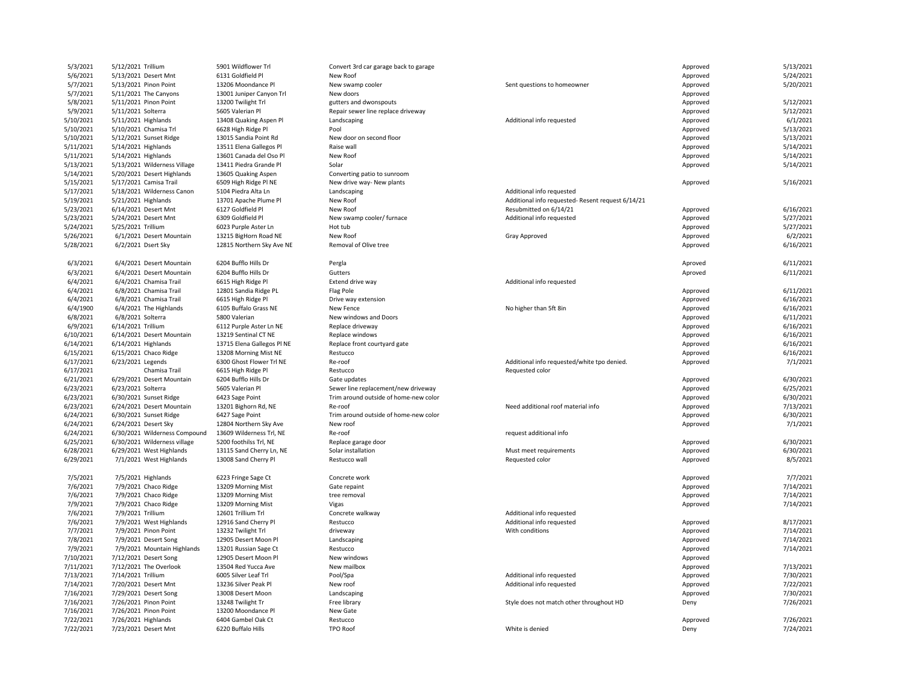| | | | | | | | |
|---|---|---|---|---|---|---|---|
| 5/3/2021 | 5/12/2021 | Trillium | 5901 Wildflower Trl | Convert 3rd car garage back to garage | | Approved | 5/13/2021 |
| 5/6/2021 | 5/13/2021 | Desert Mnt | 6131 Goldfield Pl | New Roof | | Approved | 5/24/2021 |
| 5/7/2021 | 5/13/2021 | Pinon Point | 13206 Moondance Pl | New swamp cooler | Sent questions to homeowner | Approved | 5/20/2021 |
| 5/7/2021 | 5/11/2021 | The Canyons | 13001 Juniper Canyon Trl | New doors | | Approved | |
| 5/8/2021 | 5/11/2021 | Pinon Point | 13200 Twilight Trl | gutters and dwonspouts | | Approved | 5/12/2021 |
| 5/9/2021 | 5/11/2021 | Solterra | 5605 Valerian Pl | Repair sewer line replace driveway | | Approved | 5/12/2021 |
| 5/10/2021 | 5/11/2021 | Highlands | 13408 Quaking Aspen Pl | Landscaping | Additional info requested | Approved | 6/1/2021 |
| 5/10/2021 | 5/10/2021 | Chamisa Trl | 6628 High Ridge Pl | Pool | | Approved | 5/13/2021 |
| 5/10/2021 | 5/12/2021 | Sunset Ridge | 13015 Sandia Point Rd | New door on second floor | | Approved | 5/13/2021 |
| 5/11/2021 | 5/14/2021 | Highlands | 13511 Elena Gallegos Pl | Raise wall | | Approved | 5/14/2021 |
| 5/11/2021 | 5/14/2021 | Highlands | 13601 Canada del Oso Pl | New Roof | | Approved | 5/14/2021 |
| 5/13/2021 | 5/13/2021 | Wilderness Village | 13411 Piedra Grande Pl | Solar | | Approved | 5/14/2021 |
| 5/14/2021 | 5/20/2021 | Desert Highlands | 13605 Quaking Aspen | Converting patio to sunroom | | | |
| 5/15/2021 | 5/17/2021 | Camisa Trail | 6509 High Ridge Pl NE | New drive way- New plants | | Approved | 5/16/2021 |
| 5/17/2021 | 5/18/2021 | Wilderness Canon | 5104 Piedra Alta Ln | Landscaping | Additional info requested | | |
| 5/19/2021 | 5/21/2021 | Highlands | 13701 Apache Plume Pl | New Roof | Additional info requested- Resent request 6/14/21 | | |
| 5/23/2021 | 6/14/2021 | Desert Mnt | 6127 Goldfield Pl | New Roof | Resubmitted on 6/14/21 | Approved | 6/16/2021 |
| 5/23/2021 | 5/24/2021 | Desert Mnt | 6309 Goldfield Pl | New swamp cooler/ furnace | Additional info requested | Approved | 5/27/2021 |
| 5/24/2021 | 5/25/2021 | Trillium | 6023 Purple Aster Ln | Hot tub | | Approved | 5/27/2021 |
| 5/26/2021 | 6/1/2021 | Desert Mountain | 13215 BigHorn Road NE | New Roof | Gray Approved | Approved | 6/2/2021 |
| 5/28/2021 | 6/2/2021 | Dsert Sky | 12815 Northern Sky Ave NE | Removal of Olive tree | | Approved | 6/16/2021 |
| 6/3/2021 | 6/4/2021 | Desert Mountain | 6204 Bufflo Hills Dr | Pergla | | Aproved | 6/11/2021 |
| 6/3/2021 | 6/4/2021 | Desert Mountain | 6204 Bufflo Hills Dr | Gutters | | Aproved | 6/11/2021 |
| 6/4/2021 | 6/4/2021 | Chamisa Trail | 6615 High Ridge Pl | Extend drive way | Additional info requested | | |
| 6/4/2021 | 6/8/2021 | Chamisa Trail | 12801 Sandia Ridge PL | Flag Pole | | Approved | 6/11/2021 |
| 6/4/2021 | 6/8/2021 | Chamisa Trail | 6615 High Ridge Pl | Drive way extension | | Approved | 6/16/2021 |
| 6/4/1900 | 6/4/2021 | The Highlands | 6105 Buffalo Grass NE | New Fence | No higher than 5ft 8in | Approved | 6/16/2021 |
| 6/8/2021 | 6/8/2021 | Solterra | 5800 Valerian | New windows and Doors | | Approved | 6/11/2021 |
| 6/9/2021 | 6/14/2021 | Trillium | 6112 Purple Aster Ln NE | Replace driveway | | Approved | 6/16/2021 |
| 6/10/2021 | 6/14/2021 | Desert Mountain | 13219 Sentinal CT NE | Replace windows | | Approved | 6/16/2021 |
| 6/14/2021 | 6/14/2021 | Highlands | 13715 Elena Gallegos Pl NE | Replace front courtyard gate | | Approved | 6/16/2021 |
| 6/15/2021 | 6/15/2021 | Chaco Ridge | 13208 Morning Mist NE | Restucco | | Approved | 6/16/2021 |
| 6/17/2021 | 6/23/2021 | Legends | 6300 Ghost Flower Trl NE | Re-roof | Additional info requested/white tpo denied. | Approved | 7/1/2021 |
| 6/17/2021 | | Chamisa Trail | 6615 High Ridge Pl | Restucco | Requested color | | |
| 6/21/2021 | 6/29/2021 | Desert Mountain | 6204 Bufflo Hills Dr | Gate updates | | Approved | 6/30/2021 |
| 6/23/2021 | 6/23/2021 | Solterra | 5605 Valerian Pl | Sewer line replacement/new driveway | | Approved | 6/25/2021 |
| 6/23/2021 | 6/30/2021 | Sunset Ridge | 6423 Sage Point | Trim around outside of home-new color | | Approved | 6/30/2021 |
| 6/23/2021 | 6/24/2021 | Desert Mountain | 13201 Bighorn Rd, NE | Re-roof | Need additional roof material info | Approved | 7/13/2021 |
| 6/24/2021 | 6/30/2021 | Sunset Ridge | 6427 Sage Point | Trim around outside of home-new color | | Approved | 6/30/2021 |
| 6/24/2021 | 6/24/2021 | Desert Sky | 12804 Northern Sky Ave | New roof | | Approved | 7/1/2021 |
| 6/24/2021 | 6/30/2021 | Wilderness Compound | 13609 Wilderness Trl, NE | Re-roof | request additional info | | |
| 6/25/2021 | 6/30/2021 | Wilderness village | 5200 foothilss Trl, NE | Replace garage door | | Approved | 6/30/2021 |
| 6/28/2021 | 6/29/2021 | West Highlands | 13115 Sand Cherry Ln, NE | Solar installation | Must meet requirements | Approved | 6/30/2021 |
| 6/29/2021 | 7/1/2021 | West Highlands | 13008 Sand Cherry Pl | Restucco wall | Requested color | Approved | 8/5/2021 |
| 7/5/2021 | 7/5/2021 | Highlands | 6223 Fringe Sage Ct | Concrete work | | Approved | 7/7/2021 |
| 7/6/2021 | 7/9/2021 | Chaco Ridge | 13209 Morning Mist | Gate repaint | | Approved | 7/14/2021 |
| 7/6/2021 | 7/9/2021 | Chaco Ridge | 13209 Morning Mist | tree removal | | Approved | 7/14/2021 |
| 7/9/2021 | 7/9/2021 | Chaco Ridge | 13209 Morning Mist | Vigas | | Approved | 7/14/2021 |
| 7/6/2021 | 7/9/2021 | Trillium | 12601 Trillium Trl | Concrete walkway | Additional info requested | | |
| 7/6/2021 | 7/9/2021 | West Highlands | 12916 Sand Cherry Pl | Restucco | Additional info requested | Approved | 8/17/2021 |
| 7/7/2021 | 7/9/2021 | Pinon Point | 13232 Twilight Trl | driveway | With conditions | Approved | 7/14/2021 |
| 7/8/2021 | 7/9/2021 | Desert Song | 12905 Desert Moon Pl | Landscaping | | Approved | 7/14/2021 |
| 7/9/2021 | 7/9/2021 | Mountain Highlands | 13201 Russian Sage Ct | Restucco | | Approved | 7/14/2021 |
| 7/10/2021 | 7/12/2021 | Desert Song | 12905 Desert Moon Pl | New windows | | Approved | |
| 7/11/2021 | 7/12/2021 | The Overlook | 13504 Red Yucca Ave | New mailbox | | Approved | 7/13/2021 |
| 7/13/2021 | 7/14/2021 | Trillium | 6005 Silver Leaf Trl | Pool/Spa | Additional info requested | Approved | 7/30/2021 |
| 7/14/2021 | 7/20/2021 | Desert Mnt | 13236 Silver Peak Pl | New roof | Additional info requested | Approved | 7/22/2021 |
| 7/16/2021 | 7/29/2021 | Desert Song | 13008 Desert Moon | Landscaping | | Approved | 7/30/2021 |
| 7/16/2021 | 7/26/2021 | Pinon Point | 13248 Twilight Tr | Free library | Style does not match other throughout HD | Deny | 7/26/2021 |
| 7/16/2021 | 7/26/2021 | Pinon Point | 13200 Moondance Pl | New Gate | | | |
| 7/22/2021 | 7/26/2021 | Highlands | 6404 Gambel Oak Ct | Restucco | | Approved | 7/26/2021 |
| 7/22/2021 | 7/23/2021 | Desert Mnt | 6220 Buffalo Hills | TPO Roof | White is denied | Deny | 7/24/2021 |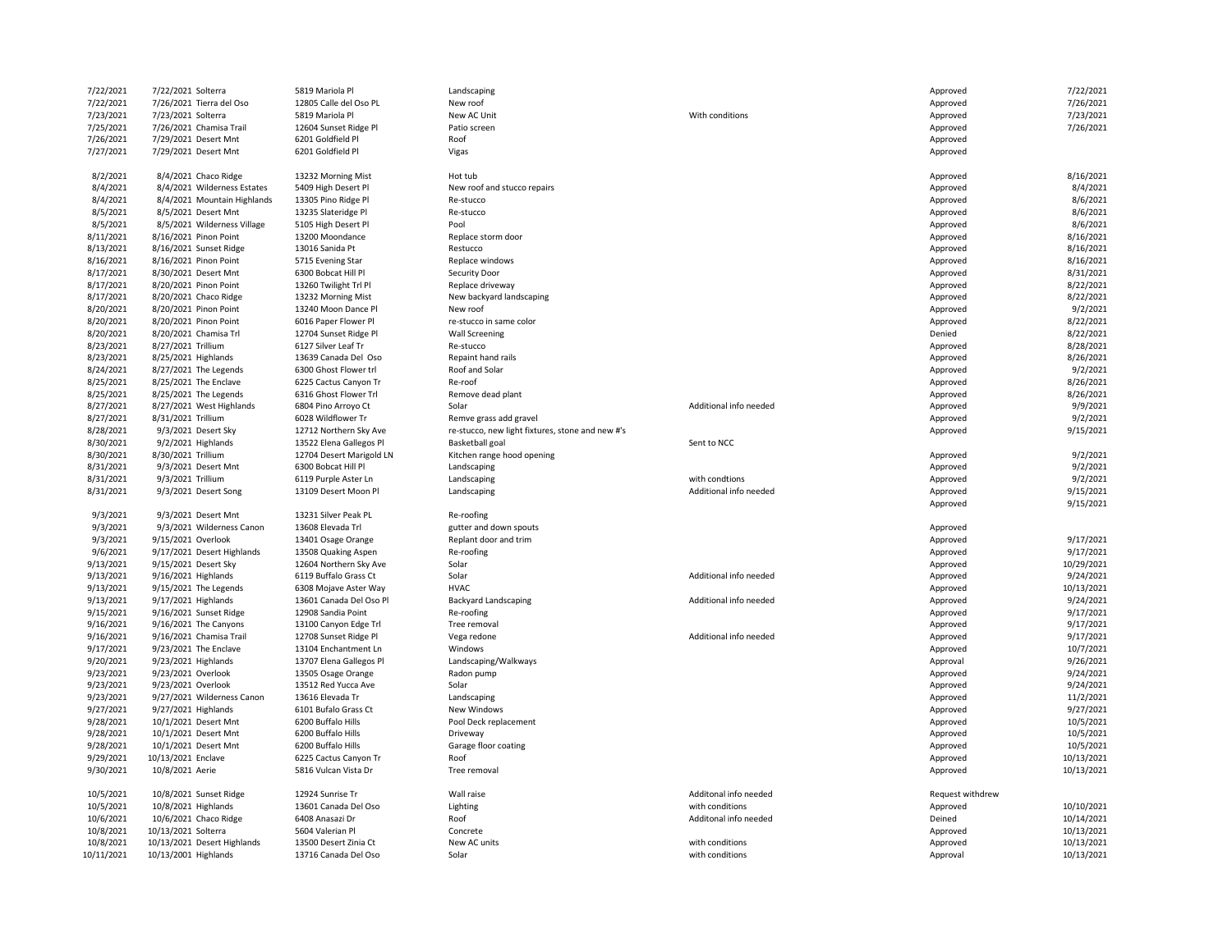| | | | | | | | |
|---|---|---|---|---|---|---|---|
| 7/22/2021 | 7/22/2021 | Solterra | 5819 Mariola Pl | Landscaping | | Approved | 7/22/2021 |
| 7/22/2021 | 7/26/2021 | Tierra del Oso | 12805 Calle del Oso PL | New roof | | Approved | 7/26/2021 |
| 7/23/2021 | 7/23/2021 | Solterra | 5819 Mariola Pl | New AC Unit | With conditions | Approved | 7/23/2021 |
| 7/25/2021 | 7/26/2021 | Chamisa Trail | 12604 Sunset Ridge Pl | Patio screen | | Approved | 7/26/2021 |
| 7/26/2021 | 7/29/2021 | Desert Mnt | 6201 Goldfield Pl | Roof | | Approved | |
| 7/27/2021 | 7/29/2021 | Desert Mnt | 6201 Goldfield Pl | Vigas | | Approved | |
| 8/2/2021 | 8/4/2021 | Chaco Ridge | 13232 Morning Mist | Hot tub | | Approved | 8/16/2021 |
| 8/4/2021 | 8/4/2021 | Wilderness Estates | 5409 High Desert Pl | New roof and stucco repairs | | Approved | 8/4/2021 |
| 8/4/2021 | 8/4/2021 | Mountain Highlands | 13305 Pino Ridge Pl | Re-stucco | | Approved | 8/6/2021 |
| 8/5/2021 | 8/5/2021 | Desert Mnt | 13235 Slateridge Pl | Re-stucco | | Approved | 8/6/2021 |
| 8/5/2021 | 8/5/2021 | Wilderness Village | 5105 High Desert Pl | Pool | | Approved | 8/6/2021 |
| 8/11/2021 | 8/16/2021 | Pinon Point | 13200 Moondance | Replace storm door | | Approved | 8/16/2021 |
| 8/13/2021 | 8/16/2021 | Sunset Ridge | 13016 Sanida Pt | Restucco | | Approved | 8/16/2021 |
| 8/16/2021 | 8/16/2021 | Pinon Point | 5715 Evening Star | Replace windows | | Approved | 8/16/2021 |
| 8/17/2021 | 8/30/2021 | Desert Mnt | 6300 Bobcat Hill Pl | Security Door | | Approved | 8/31/2021 |
| 8/17/2021 | 8/20/2021 | Pinon Point | 13260 Twilight Trl Pl | Replace driveway | | Approved | 8/22/2021 |
| 8/17/2021 | 8/20/2021 | Chaco Ridge | 13232 Morning Mist | New backyard landscaping | | Approved | 8/22/2021 |
| 8/20/2021 | 8/20/2021 | Pinon Point | 13240 Moon Dance Pl | New roof | | Approved | 9/2/2021 |
| 8/20/2021 | 8/20/2021 | Pinon Point | 6016 Paper Flower Pl | re-stucco in same color | | Approved | 8/22/2021 |
| 8/20/2021 | 8/20/2021 | Chamisa Trl | 12704 Sunset Ridge Pl | Wall Screening | | Denied | 8/22/2021 |
| 8/23/2021 | 8/27/2021 | Trillium | 6127 Silver Leaf Tr | Re-stucco | | Approved | 8/28/2021 |
| 8/23/2021 | 8/25/2021 | Highlands | 13639 Canada Del Oso | Repaint hand rails | | Approved | 8/26/2021 |
| 8/24/2021 | 8/27/2021 | The Legends | 6300 Ghost Flower trl | Roof and Solar | | Approved | 9/2/2021 |
| 8/25/2021 | 8/25/2021 | The Enclave | 6225 Cactus Canyon Tr | Re-roof | | Approved | 8/26/2021 |
| 8/25/2021 | 8/25/2021 | The Legends | 6316 Ghost Flower Trl | Remove dead plant | | Approved | 8/26/2021 |
| 8/27/2021 | 8/27/2021 | West Highlands | 6804 Pino Arroyo Ct | Solar | Additional info needed | Approved | 9/9/2021 |
| 8/27/2021 | 8/31/2021 | Trillium | 6028 Wildflower Tr | Remve grass add gravel | | Approved | 9/2/2021 |
| 8/28/2021 | 9/3/2021 | Desert Sky | 12712 Northern Sky Ave | re-stucco, new light fixtures, stone and new #'s | | Approved | 9/15/2021 |
| 8/30/2021 | 9/2/2021 | Highlands | 13522 Elena Gallegos Pl | Basketball goal | Sent to NCC | | |
| 8/30/2021 | 8/30/2021 | Trillium | 12704 Desert Marigold LN | Kitchen range hood opening | | Approved | 9/2/2021 |
| 8/31/2021 | 9/3/2021 | Desert Mnt | 6300 Bobcat Hill Pl | Landscaping | | Approved | 9/2/2021 |
| 8/31/2021 | 9/3/2021 | Trillium | 6119 Purple Aster Ln | Landscaping | with condtions | Approved | 9/2/2021 |
| 8/31/2021 | 9/3/2021 | Desert Song | 13109 Desert Moon Pl | Landscaping | Additional info needed | Approved | 9/15/2021 |
| | | | | | | Approved | 9/15/2021 |
| 9/3/2021 | 9/3/2021 | Desert Mnt | 13231 Silver Peak PL | Re-roofing | | | |
| 9/3/2021 | 9/3/2021 | Wilderness Canon | 13608 Elevada Trl | gutter and down spouts | | Approved | |
| 9/3/2021 | 9/15/2021 | Overlook | 13401 Osage Orange | Replant door and trim | | Approved | 9/17/2021 |
| 9/6/2021 | 9/17/2021 | Desert Highlands | 13508 Quaking Aspen | Re-roofing | | Approved | 9/17/2021 |
| 9/13/2021 | 9/15/2021 | Desert Sky | 12604 Northern Sky Ave | Solar | | Approved | 10/29/2021 |
| 9/13/2021 | 9/16/2021 | Highlands | 6119 Buffalo Grass Ct | Solar | Additional info needed | Approved | 9/24/2021 |
| 9/13/2021 | 9/15/2021 | The Legends | 6308 Mojave Aster Way | HVAC | | Approved | 10/13/2021 |
| 9/13/2021 | 9/17/2021 | Highlands | 13601 Canada Del Oso Pl | Backyard Landscaping | Additional info needed | Approved | 9/24/2021 |
| 9/15/2021 | 9/16/2021 | Sunset Ridge | 12908 Sandia Point | Re-roofing | | Approved | 9/17/2021 |
| 9/16/2021 | 9/16/2021 | The Canyons | 13100 Canyon Edge Trl | Tree removal | | Approved | 9/17/2021 |
| 9/16/2021 | 9/16/2021 | Chamisa Trail | 12708 Sunset Ridge Pl | Vega redone | Additional info needed | Approved | 9/17/2021 |
| 9/17/2021 | 9/23/2021 | The Enclave | 13104 Enchantment Ln | Windows | | Approved | 10/7/2021 |
| 9/20/2021 | 9/23/2021 | Highlands | 13707 Elena Gallegos Pl | Landscaping/Walkways | | Approval | 9/26/2021 |
| 9/23/2021 | 9/23/2021 | Overlook | 13505 Osage Orange | Radon pump | | Approved | 9/24/2021 |
| 9/23/2021 | 9/23/2021 | Overlook | 13512 Red Yucca Ave | Solar | | Approved | 9/24/2021 |
| 9/23/2021 | 9/27/2021 | Wilderness Canon | 13616 Elevada Tr | Landscaping | | Approved | 11/2/2021 |
| 9/27/2021 | 9/27/2021 | Highlands | 6101 Bufalo Grass Ct | New Windows | | Approved | 9/27/2021 |
| 9/28/2021 | 10/1/2021 | Desert Mnt | 6200 Buffalo Hills | Pool Deck replacement | | Approved | 10/5/2021 |
| 9/28/2021 | 10/1/2021 | Desert Mnt | 6200 Buffalo Hills | Driveway | | Approved | 10/5/2021 |
| 9/28/2021 | 10/1/2021 | Desert Mnt | 6200 Buffalo Hills | Garage floor coating | | Approved | 10/5/2021 |
| 9/29/2021 | 10/13/2021 | Enclave | 6225 Cactus Canyon Tr | Roof | | Approved | 10/13/2021 |
| 9/30/2021 | 10/8/2021 | Aerie | 5816 Vulcan Vista Dr | Tree removal | | Approved | 10/13/2021 |
| 10/5/2021 | 10/8/2021 | Sunset Ridge | 12924 Sunrise Tr | Wall raise | Additonal info needed | Request withdrew | |
| 10/5/2021 | 10/8/2021 | Highlands | 13601 Canada Del Oso | Lighting | with conditions | Approved | 10/10/2021 |
| 10/6/2021 | 10/6/2021 | Chaco Ridge | 6408 Anasazi Dr | Roof | Additonal info needed | Deined | 10/14/2021 |
| 10/8/2021 | 10/13/2021 | Solterra | 5604 Valerian Pl | Concrete | | Approved | 10/13/2021 |
| 10/8/2021 | 10/13/2021 | Desert Highlands | 13500 Desert Zinia Ct | New AC units | with conditions | Approved | 10/13/2021 |
| 10/11/2021 | 10/13/2001 | Highlands | 13716 Canada Del Oso | Solar | with conditions | Approval | 10/13/2021 |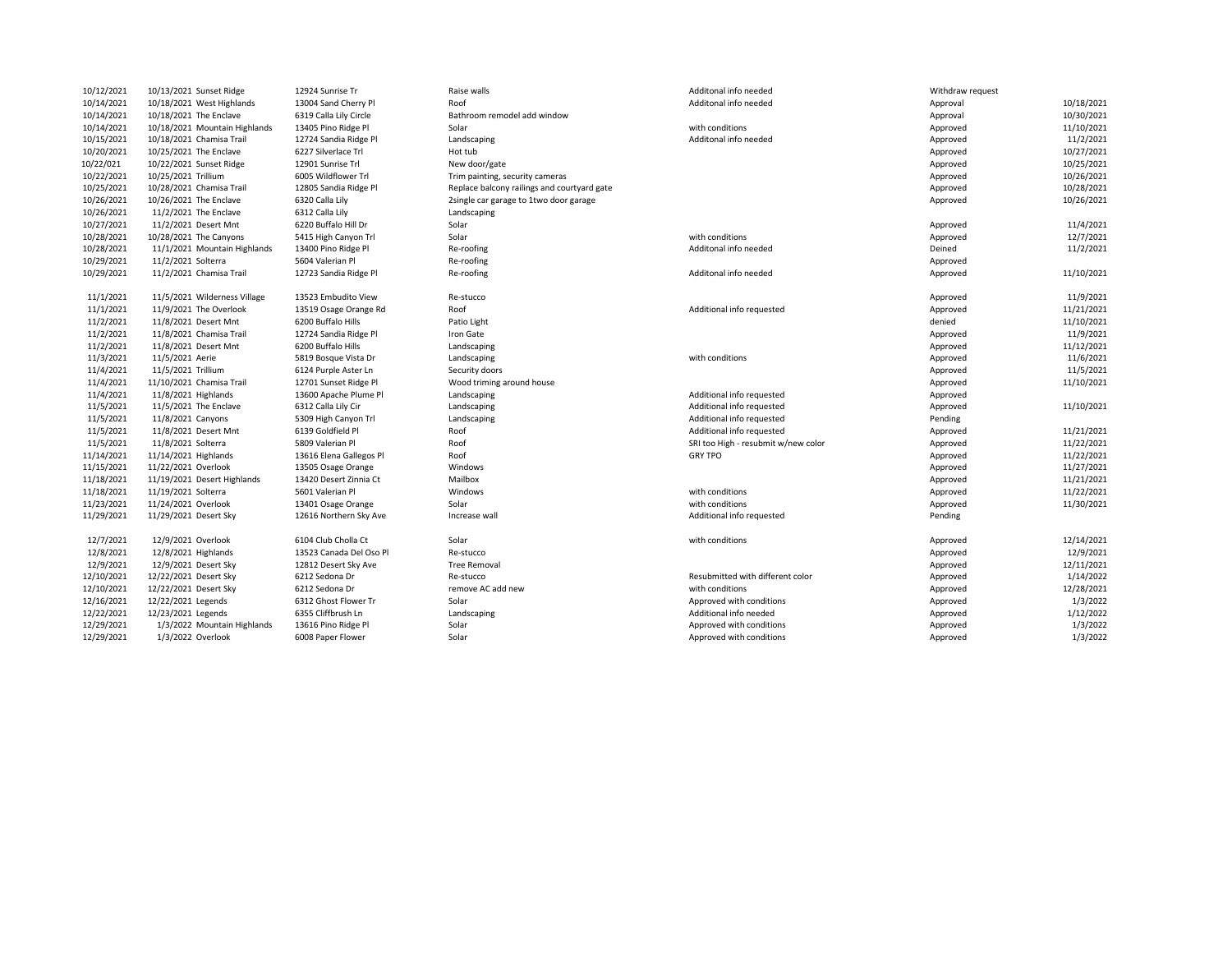| | | | | | | | |
|---|---|---|---|---|---|---|---|
| 10/12/2021 | 10/13/2021 | Sunset Ridge | 12924 Sunrise Tr | Raise walls | Additonal info needed | Withdraw request | |
| 10/14/2021 | 10/18/2021 | West Highlands | 13004 Sand Cherry Pl | Roof | Additonal info needed | Approval | 10/18/2021 |
| 10/14/2021 | 10/18/2021 | The Enclave | 6319 Calla Lily Circle | Bathroom remodel add window | | Approval | 10/30/2021 |
| 10/14/2021 | 10/18/2021 | Mountain Highlands | 13405 Pino Ridge Pl | Solar | with conditions | Approved | 11/10/2021 |
| 10/15/2021 | 10/18/2021 | Chamisa Trail | 12724 Sandia Ridge Pl | Landscaping | Additonal info needed | Approved | 11/2/2021 |
| 10/20/2021 | 10/25/2021 | The Enclave | 6227 Silverlace Trl | Hot tub | | Approved | 10/27/2021 |
| 10/22/021 | 10/22/2021 | Sunset Ridge | 12901 Sunrise Trl | New door/gate | | Approved | 10/25/2021 |
| 10/22/2021 | 10/25/2021 | Trillium | 6005 Wildflower Trl | Trim painting, security cameras | | Approved | 10/26/2021 |
| 10/25/2021 | 10/28/2021 | Chamisa Trail | 12805 Sandia Ridge Pl | Replace balcony railings and courtyard gate | | Approved | 10/28/2021 |
| 10/26/2021 | 10/26/2021 | The Enclave | 6320 Calla Lily | 2single car garage to 1two door garage | | Approved | 10/26/2021 |
| 10/26/2021 | 11/2/2021 | The Enclave | 6312 Calla Lily | Landscaping | | | |
| 10/27/2021 | 11/2/2021 | Desert Mnt | 6220 Buffalo Hill Dr | Solar | | Approved | 11/4/2021 |
| 10/28/2021 | 10/28/2021 | The Canyons | 5415 High Canyon Trl | Solar | with conditions | Approved | 12/7/2021 |
| 10/28/2021 | 11/1/2021 | Mountain Highlands | 13400 Pino Ridge Pl | Re-roofing | Additonal info needed | Deined | 11/2/2021 |
| 10/29/2021 | 11/2/2021 | Solterra | 5604 Valerian Pl | Re-roofing | | Approved | |
| 10/29/2021 | 11/2/2021 | Chamisa Trail | 12723 Sandia Ridge Pl | Re-roofing | Additonal info needed | Approved | 11/10/2021 |
| 11/1/2021 | 11/5/2021 | Wilderness Village | 13523 Embudito View | Re-stucco | | Approved | 11/9/2021 |
| 11/1/2021 | 11/9/2021 | The Overlook | 13519 Osage Orange Rd | Roof | Additional info requested | Approved | 11/21/2021 |
| 11/2/2021 | 11/8/2021 | Desert Mnt | 6200 Buffalo Hills | Patio Light | | denied | 11/10/2021 |
| 11/2/2021 | 11/8/2021 | Chamisa Trail | 12724 Sandia Ridge Pl | Iron Gate | | Approved | 11/9/2021 |
| 11/2/2021 | 11/8/2021 | Desert Mnt | 6200 Buffalo Hills | Landscaping | | Approved | 11/12/2021 |
| 11/3/2021 | 11/5/2021 | Aerie | 5819 Bosque Vista Dr | Landscaping | with conditions | Approved | 11/6/2021 |
| 11/4/2021 | 11/5/2021 | Trillium | 6124 Purple Aster Ln | Security doors | | Approved | 11/5/2021 |
| 11/4/2021 | 11/10/2021 | Chamisa Trail | 12701 Sunset Ridge Pl | Wood triming around house | | Approved | 11/10/2021 |
| 11/4/2021 | 11/8/2021 | Highlands | 13600 Apache Plume Pl | Landscaping | Additional info requested | Approved | |
| 11/5/2021 | 11/5/2021 | The Enclave | 6312 Calla Lily Cir | Landscaping | Additional info requested | Approved | 11/10/2021 |
| 11/5/2021 | 11/8/2021 | Canyons | 5309 High Canyon Trl | Landscaping | Additional info requested | Pending | |
| 11/5/2021 | 11/8/2021 | Desert Mnt | 6139 Goldfield Pl | Roof | Additional info requested | Approved | 11/21/2021 |
| 11/5/2021 | 11/8/2021 | Solterra | 5809 Valerian Pl | Roof | SRI too High - resubmit w/new color | Approved | 11/22/2021 |
| 11/14/2021 | 11/14/2021 | Highlands | 13616 Elena Gallegos Pl | Roof | GRY TPO | Approved | 11/22/2021 |
| 11/15/2021 | 11/22/2021 | Overlook | 13505 Osage Orange | Windows | | Approved | 11/27/2021 |
| 11/18/2021 | 11/19/2021 | Desert Highlands | 13420 Desert Zinnia Ct | Mailbox | | Approved | 11/21/2021 |
| 11/18/2021 | 11/19/2021 | Solterra | 5601 Valerian Pl | Windows | with conditions | Approved | 11/22/2021 |
| 11/23/2021 | 11/24/2021 | Overlook | 13401 Osage Orange | Solar | with conditions | Approved | 11/30/2021 |
| 11/29/2021 | 11/29/2021 | Desert Sky | 12616 Northern Sky Ave | Increase wall | Additional info requested | Pending | |
| 12/7/2021 | 12/9/2021 | Overlook | 6104 Club Cholla Ct | Solar | with conditions | Approved | 12/14/2021 |
| 12/8/2021 | 12/8/2021 | Highlands | 13523 Canada Del Oso Pl | Re-stucco | | Approved | 12/9/2021 |
| 12/9/2021 | 12/9/2021 | Desert Sky | 12812 Desert Sky Ave | Tree Removal | | Approved | 12/11/2021 |
| 12/10/2021 | 12/22/2021 | Desert Sky | 6212 Sedona Dr | Re-stucco | Resubmitted with different color | Approved | 1/14/2022 |
| 12/10/2021 | 12/22/2021 | Desert Sky | 6212 Sedona Dr | remove AC add new | with conditions | Approved | 12/28/2021 |
| 12/16/2021 | 12/22/2021 | Legends | 6312 Ghost Flower Tr | Solar | Approved with conditions | Approved | 1/3/2022 |
| 12/22/2021 | 12/23/2021 | Legends | 6355 Cliffbrush Ln | Landscaping | Additional info needed | Approved | 1/12/2022 |
| 12/29/2021 | 1/3/2022 | Mountain Highlands | 13616 Pino Ridge Pl | Solar | Approved with conditions | Approved | 1/3/2022 |
| 12/29/2021 | 1/3/2022 | Overlook | 6008 Paper Flower | Solar | Approved with conditions | Approved | 1/3/2022 |